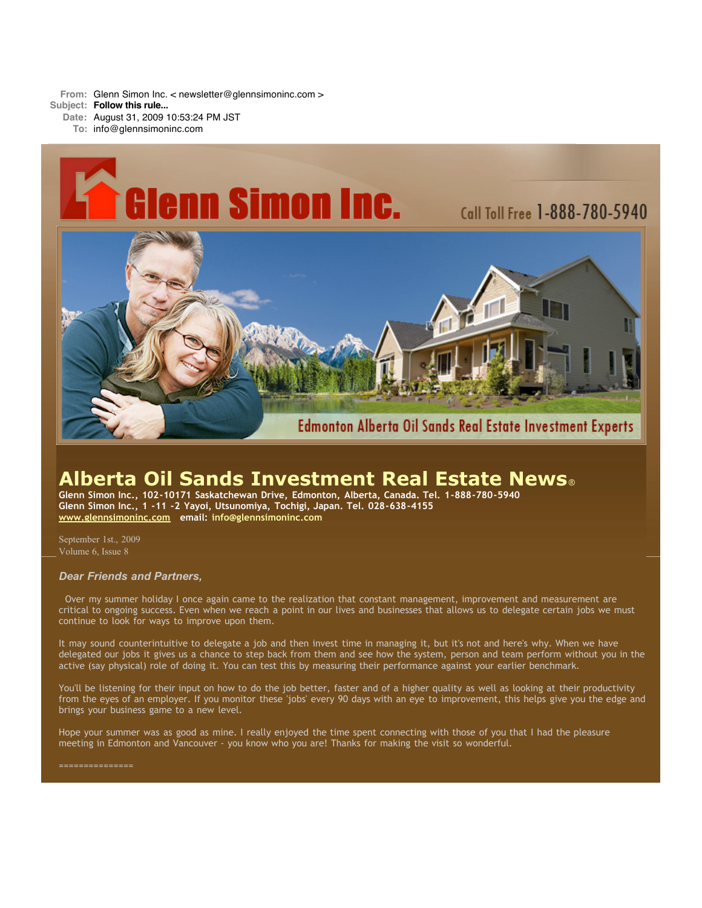**From:** Glenn Simon Inc. < newsletter@glennsimoninc.com >
**Subject:** **Follow this rule...**
**Date:** August 31, 2009 10:53:24 PM JST
**To:** info@glennsimoninc.com

Glenn Simon Inc.

Call Toll Free 1-888-780-5940

Edmonton Alberta Oil Sands Real Estate Investment Experts

# Alberta Oil Sands Investment Real Estate News®

**Glenn Simon Inc., 102-10171 Saskatchewan Drive, Edmonton, Alberta, Canada. Tel. 1-888-780-5940**
**Glenn Simon Inc., 1 -11 -2 Yayoi, Utsunomiya, Tochigi, Japan. Tel. 028-638-4155**
**www.glennsimoninc.com email: info@glennsimoninc.com**

September 1st., 2009
Volume 6, Issue 8

***Dear Friends and Partners,***

Over my summer holiday I once again came to the realization that constant management, improvement and measurement are critical to ongoing success. Even when we reach a point in our lives and businesses that allows us to delegate certain jobs we must continue to look for ways to improve upon them.

It may sound counterintuitive to delegate a job and then invest time in managing it, but it's not and here's why. When we have delegated our jobs it gives us a chance to step back from them and see how the system, person and team perform without you in the active (say physical) role of doing it. You can test this by measuring their performance against your earlier benchmark.

You'll be listening for their input on how to do the job better, faster and of a higher quality as well as looking at their productivity from the eyes of an employer. If you monitor these 'jobs' every 90 days with an eye to improvement, this helps give you the edge and brings your business game to a new level.

Hope your summer was as good as mine. I really enjoyed the time spent connecting with those of you that I had the pleasure meeting in Edmonton and Vancouver - you know who you are! Thanks for making the visit so wonderful.

===============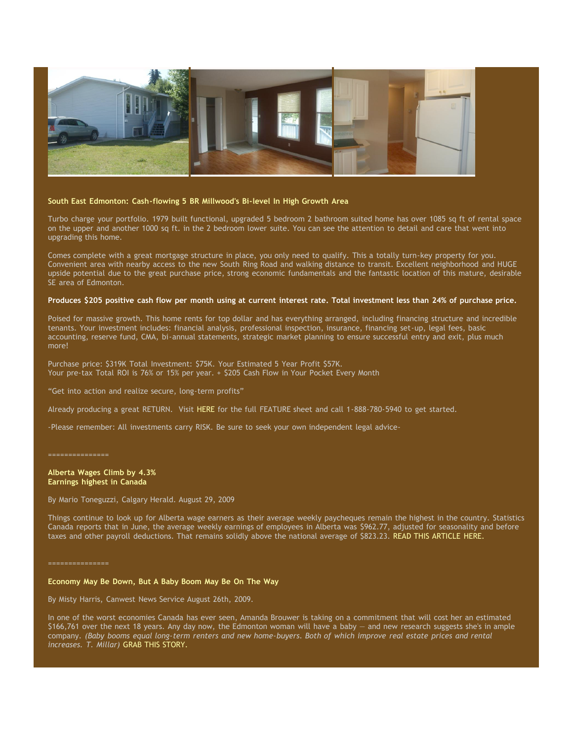**South East Edmonton: Cash-flowing 5 BR Millwood's Bi-level In High Growth Area**

Turbo charge your portfolio. 1979 built functional, upgraded 5 bedroom 2 bathroom suited home has over 1085 sq ft of rental space on the upper and another 1000 sq ft. in the 2 bedroom lower suite. You can see the attention to detail and care that went into upgrading this home.

Comes complete with a great mortgage structure in place, you only need to qualify. This a totally turn-key property for you. Convenient area with nearby access to the new South Ring Road and walking distance to transit. Excellent neighborhood and HUGE upside potential due to the great purchase price, strong economic fundamentals and the fantastic location of this mature, desirable SE area of Edmonton.

**Produces $205 positive cash flow per month using at current interest rate. Total investment less than 24% of purchase price.**

Poised for massive growth. This home rents for top dollar and has everything arranged, including financing structure and incredible tenants. Your investment includes: financial analysis, professional inspection, insurance, financing set-up, legal fees, basic accounting, reserve fund, CMA, bi-annual statements, strategic market planning to ensure successful entry and exit, plus much more!

Purchase price: $319K Total Investment: $75K. Your Estimated 5 Year Profit $57K.
Your pre-tax Total ROI is 76% or 15% per year. + $205 Cash Flow in Your Pocket Every Month

"Get into action and realize secure, long-term profits"

Already producing a great RETURN. Visit HERE for the full FEATURE sheet and call 1-888-780-5940 to get started.

-Please remember: All investments carry RISK. Be sure to seek your own independent legal advice-

===============

**Alberta Wages Climb by 4.3%**
**Earnings highest in Canada**

By Mario Toneguzzi, Calgary Herald. August 29, 2009

Things continue to look up for Alberta wage earners as their average weekly paycheques remain the highest in the country. Statistics Canada reports that in June, the average weekly earnings of employees in Alberta was $962.77, adjusted for seasonality and before taxes and other payroll deductions. That remains solidly above the national average of $823.23. READ THIS ARTICLE HERE.

===============

**Economy May Be Down, But A Baby Boom May Be On The Way**

By Misty Harris, Canwest News Service August 26th, 2009.

In one of the worst economies Canada has ever seen, Amanda Brouwer is taking on a commitment that will cost her an estimated $166,761 over the next 18 years. Any day now, the Edmonton woman will have a baby — and new research suggests she's in ample company. *(Baby booms equal long-term renters and new home-buyers. Both of which improve real estate prices and rental increases. T. Millar)* GRAB THIS STORY.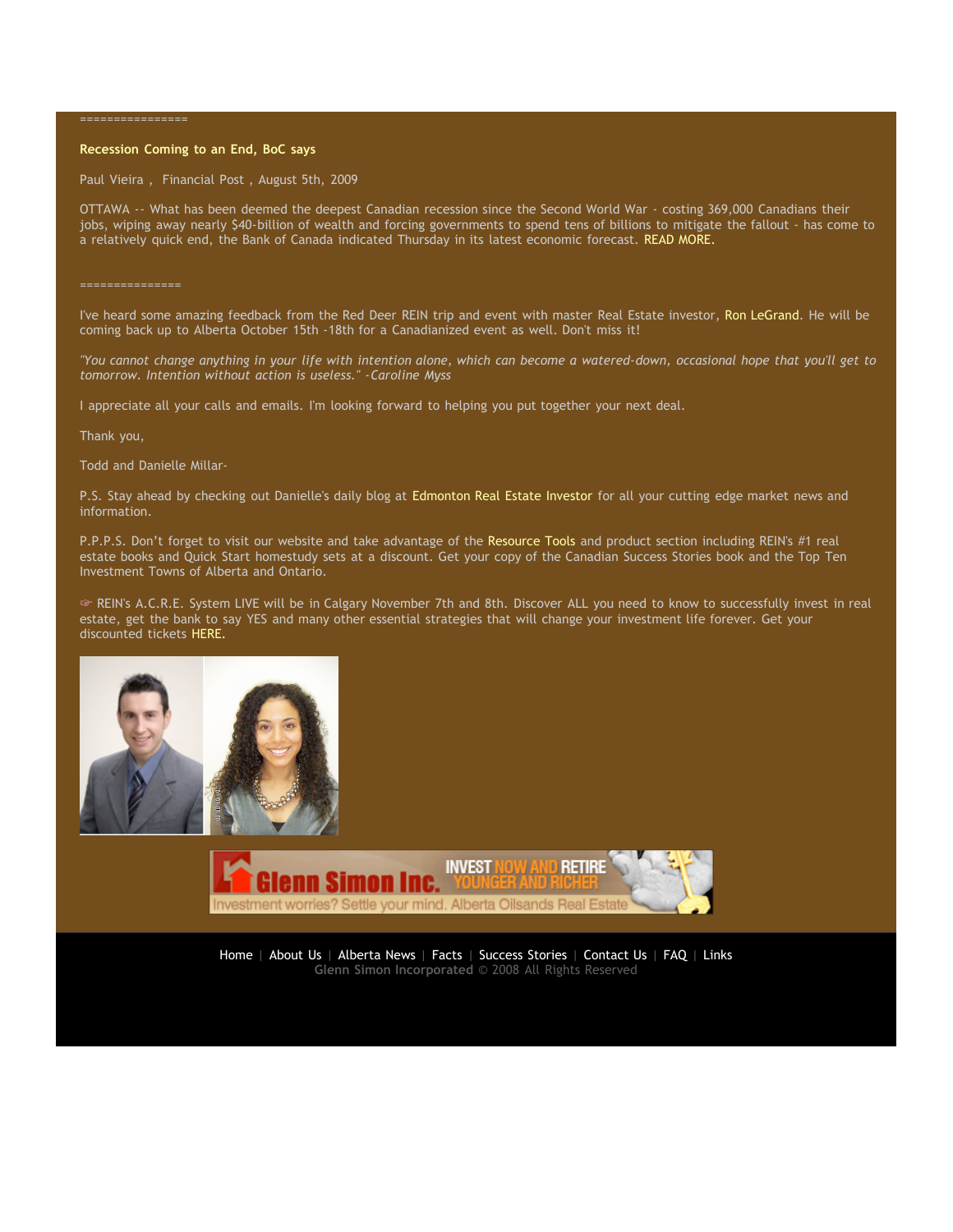================

**Recession Coming to an End, BoC says**

Paul Vieira , Financial Post , August 5th, 2009

OTTAWA -- What has been deemed the deepest Canadian recession since the Second World War - costing 369,000 Canadians their jobs, wiping away nearly $40-billion of wealth and forcing governments to spend tens of billions to mitigate the fallout - has come to a relatively quick end, the Bank of Canada indicated Thursday in its latest economic forecast. READ MORE.

===============

I've heard some amazing feedback from the Red Deer REIN trip and event with master Real Estate investor, Ron LeGrand. He will be coming back up to Alberta October 15th -18th for a Canadianized event as well. Don't miss it!

*"You cannot change anything in your life with intention alone, which can become a watered-down, occasional hope that you'll get to tomorrow. Intention without action is useless." -Caroline Myss*

I appreciate all your calls and emails. I'm looking forward to helping you put together your next deal.

Thank you,

Todd and Danielle Millar-

P.S. Stay ahead by checking out Danielle's daily blog at Edmonton Real Estate Investor for all your cutting edge market news and information.

P.P.P.S. Don't forget to visit our website and take advantage of the Resource Tools and product section including REIN's #1 real estate books and Quick Start homestudy sets at a discount. Get your copy of the Canadian Success Stories book and the Top Ten Investment Towns of Alberta and Ontario.

☞ REIN's A.C.R.E. System LIVE will be in Calgary November 7th and 8th. Discover ALL you need to know to successfully invest in real estate, get the bank to say YES and many other essential strategies that will change your investment life forever. Get your discounted tickets HERE.

Home | About Us | Alberta News | Facts | Success Stories | Contact Us | FAQ | Links

Glenn Simon Incorporated © 2008 All Rights Reserved